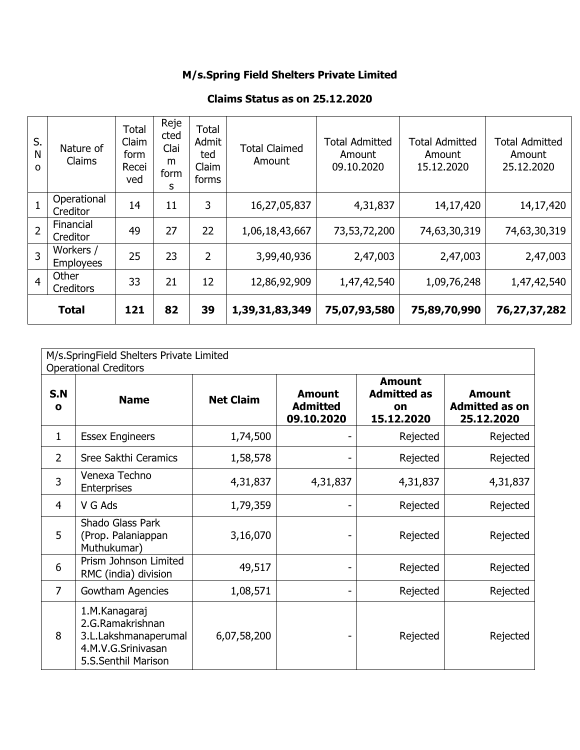## M/s.Spring Field Shelters Private Limited

### Claims Status as on 25.12.2020

| S. No | Nature of Claims | Total Claim form Received | Rejected Claim forms | Total Admitted Claim forms | Total Claimed Amount | Total Admitted Amount 09.10.2020 | Total Admitted Amount 15.12.2020 | Total Admitted Amount 25.12.2020 |
|---|---|---|---|---|---|---|---|---|
| 1 | Operational Creditor | 14 | 11 | 3 | 16,27,05,837 | 4,31,837 | 14,17,420 | 14,17,420 |
| 2 | Financial Creditor | 49 | 27 | 22 | 1,06,18,43,667 | 73,53,72,200 | 74,63,30,319 | 74,63,30,319 |
| 3 | Workers / Employees | 25 | 23 | 2 | 3,99,40,936 | 2,47,003 | 2,47,003 | 2,47,003 |
| 4 | Other Creditors | 33 | 21 | 12 | 12,86,92,909 | 1,47,42,540 | 1,09,76,248 | 1,47,42,540 |
| **Total** | | **121** | **82** | **39** | **1,39,31,83,349** | **75,07,93,580** | **75,89,70,990** | **76,27,37,282** |

M/s.SpringField Shelters Private Limited
Operational Creditors

| S.No | Name | Net Claim | Amount Admitted 09.10.2020 | Amount Admitted as on 15.12.2020 | Amount Admitted as on 25.12.2020 |
|---|---|---|---|---|---|
| 1 | Essex Engineers | 1,74,500 | - | Rejected | Rejected |
| 2 | Sree Sakthi Ceramics | 1,58,578 | - | Rejected | Rejected |
| 3 | Venexa Techno Enterprises | 4,31,837 | 4,31,837 | 4,31,837 | 4,31,837 |
| 4 | V G Ads | 1,79,359 | - | Rejected | Rejected |
| 5 | Shado Glass Park (Prop. Palaniappan Muthukumar) | 3,16,070 | - | Rejected | Rejected |
| 6 | Prism Johnson Limited RMC (india) division | 49,517 | - | Rejected | Rejected |
| 7 | Gowtham Agencies | 1,08,571 | - | Rejected | Rejected |
| 8 | 1.M.Kanagaraj 2.G.Ramakrishnan 3.L.Lakshmanaperumal 4.M.V.G.Srinivasan 5.S.Senthil Marison | 6,07,58,200 | - | Rejected | Rejected |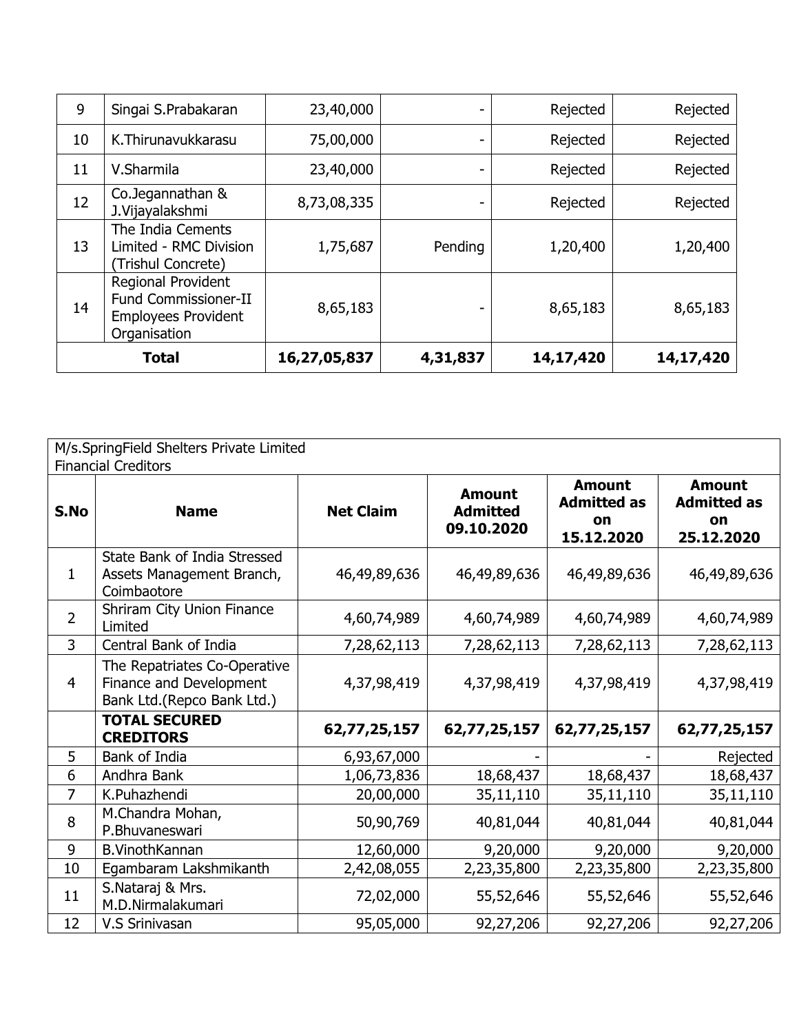| 9 | Singai S.Prabakaran | 23,40,000 | - | Rejected | Rejected |
|---|---|---|---|---|---|
| 10 | K.Thirunavukkarasu | 75,00,000 | - | Rejected | Rejected |
| 11 | V.Sharmila | 23,40,000 | - | Rejected | Rejected |
| 12 | Co.Jegannathan & J.Vijayalakshmi | 8,73,08,335 | - | Rejected | Rejected |
| 13 | The India Cements Limited - RMC Division (Trishul Concrete) | 1,75,687 | Pending | 1,20,400 | 1,20,400 |
| 14 | Regional Provident Fund Commissioner-II Employees Provident Organisation | 8,65,183 | - | 8,65,183 | 8,65,183 |
| **Total** | | **16,27,05,837** | **4,31,837** | **14,17,420** | **14,17,420** |

M/s.SpringField Shelters Private Limited
Financial Creditors

| S.No | Name | Net Claim | Amount Admitted 09.10.2020 | Amount Admitted as on 15.12.2020 | Amount Admitted as on 25.12.2020 |
|---|---|---|---|---|---|
| 1 | State Bank of India Stressed Assets Management Branch, Coimbaotore | 46,49,89,636 | 46,49,89,636 | 46,49,89,636 | 46,49,89,636 |
| 2 | Shriram City Union Finance Limited | 4,60,74,989 | 4,60,74,989 | 4,60,74,989 | 4,60,74,989 |
| 3 | Central Bank of India | 7,28,62,113 | 7,28,62,113 | 7,28,62,113 | 7,28,62,113 |
| 4 | The Repatriates Co-Operative Finance and Development Bank Ltd.(Repco Bank Ltd.) | 4,37,98,419 | 4,37,98,419 | 4,37,98,419 | 4,37,98,419 |
| | **TOTAL SECURED CREDITORS** | **62,77,25,157** | **62,77,25,157** | **62,77,25,157** | **62,77,25,157** |
| 5 | Bank of India | 6,93,67,000 | - | - | Rejected |
| 6 | Andhra Bank | 1,06,73,836 | 18,68,437 | 18,68,437 | 18,68,437 |
| 7 | K.Puhazhendi | 20,00,000 | 35,11,110 | 35,11,110 | 35,11,110 |
| 8 | M.Chandra Mohan, P.Bhuvaneswari | 50,90,769 | 40,81,044 | 40,81,044 | 40,81,044 |
| 9 | B.VinothKannan | 12,60,000 | 9,20,000 | 9,20,000 | 9,20,000 |
| 10 | Egambaram Lakshmikanth | 2,42,08,055 | 2,23,35,800 | 2,23,35,800 | 2,23,35,800 |
| 11 | S.Nataraj & Mrs. M.D.Nirmalakumari | 72,02,000 | 55,52,646 | 55,52,646 | 55,52,646 |
| 12 | V.S Srinivasan | 95,05,000 | 92,27,206 | 92,27,206 | 92,27,206 |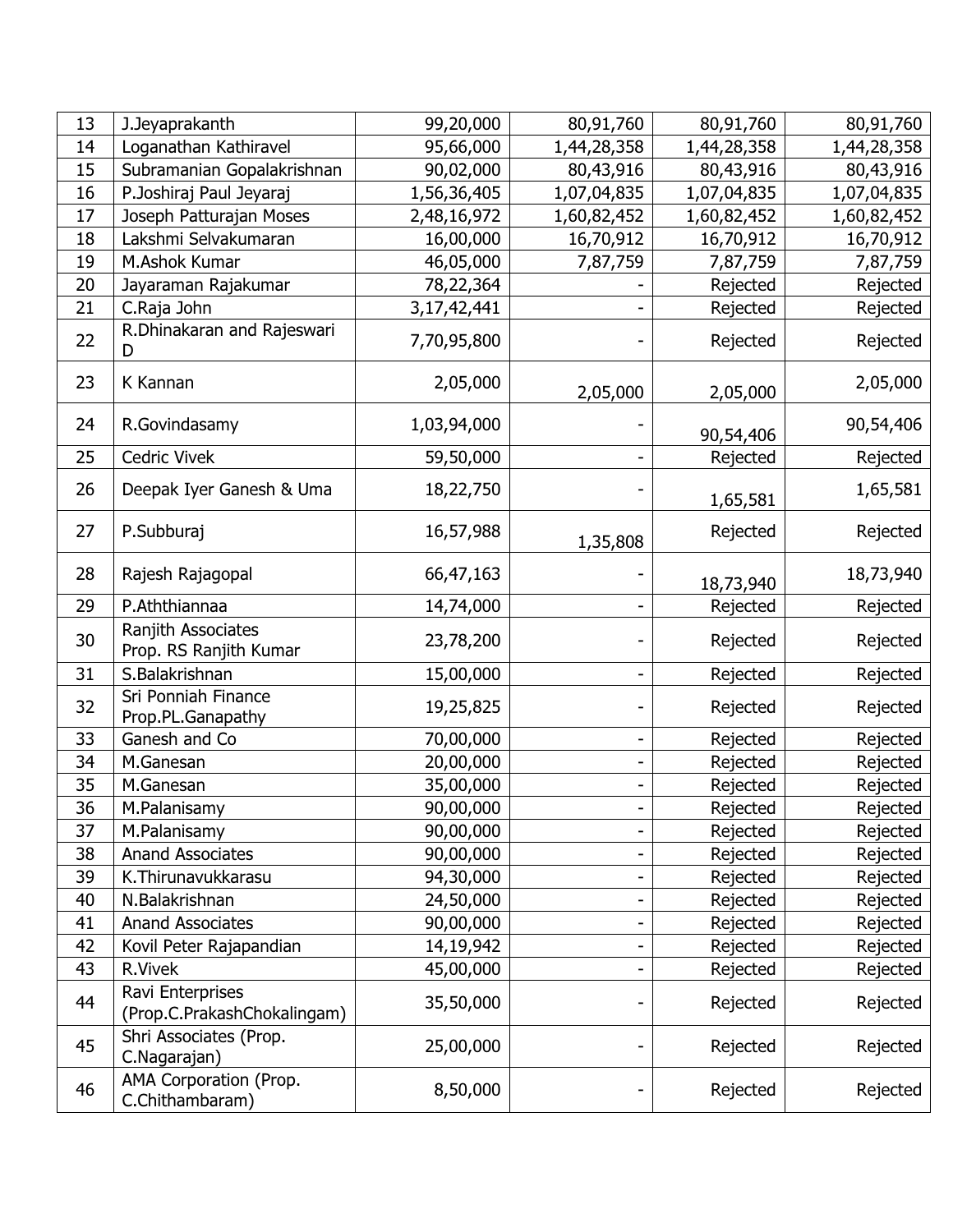| | | | | | |
|---|---|---|---|---|---|
| 13 | J.Jeyaprakanth | 99,20,000 | 80,91,760 | 80,91,760 | 80,91,760 |
| 14 | Loganathan Kathiravel | 95,66,000 | 1,44,28,358 | 1,44,28,358 | 1,44,28,358 |
| 15 | Subramanian Gopalakrishnan | 90,02,000 | 80,43,916 | 80,43,916 | 80,43,916 |
| 16 | P.Joshiraj Paul Jeyaraj | 1,56,36,405 | 1,07,04,835 | 1,07,04,835 | 1,07,04,835 |
| 17 | Joseph Patturajan Moses | 2,48,16,972 | 1,60,82,452 | 1,60,82,452 | 1,60,82,452 |
| 18 | Lakshmi Selvakumaran | 16,00,000 | 16,70,912 | 16,70,912 | 16,70,912 |
| 19 | M.Ashok Kumar | 46,05,000 | 7,87,759 | 7,87,759 | 7,87,759 |
| 20 | Jayaraman Rajakumar | 78,22,364 | - | Rejected | Rejected |
| 21 | C.Raja John | 3,17,42,441 | - | Rejected | Rejected |
| 22 | R.Dhinakaran and Rajeswari D | 7,70,95,800 | - | Rejected | Rejected |
| 23 | K Kannan | 2,05,000 | 2,05,000 | 2,05,000 | 2,05,000 |
| 24 | R.Govindasamy | 1,03,94,000 | - | 90,54,406 | 90,54,406 |
| 25 | Cedric Vivek | 59,50,000 | - | Rejected | Rejected |
| 26 | Deepak Iyer Ganesh & Uma | 18,22,750 | - | 1,65,581 | 1,65,581 |
| 27 | P.Subburaj | 16,57,988 | 1,35,808 | Rejected | Rejected |
| 28 | Rajesh Rajagopal | 66,47,163 | - | 18,73,940 | 18,73,940 |
| 29 | P.Aththiannaa | 14,74,000 | - | Rejected | Rejected |
| 30 | Ranjith Associates Prop. RS Ranjith Kumar | 23,78,200 | - | Rejected | Rejected |
| 31 | S.Balakrishnan | 15,00,000 | - | Rejected | Rejected |
| 32 | Sri Ponniah Finance Prop.PL.Ganapathy | 19,25,825 | - | Rejected | Rejected |
| 33 | Ganesh and Co | 70,00,000 | - | Rejected | Rejected |
| 34 | M.Ganesan | 20,00,000 | - | Rejected | Rejected |
| 35 | M.Ganesan | 35,00,000 | - | Rejected | Rejected |
| 36 | M.Palanisamy | 90,00,000 | - | Rejected | Rejected |
| 37 | M.Palanisamy | 90,00,000 | - | Rejected | Rejected |
| 38 | Anand Associates | 90,00,000 | - | Rejected | Rejected |
| 39 | K.Thirunavukkarasu | 94,30,000 | - | Rejected | Rejected |
| 40 | N.Balakrishnan | 24,50,000 | - | Rejected | Rejected |
| 41 | Anand Associates | 90,00,000 | - | Rejected | Rejected |
| 42 | Kovil Peter Rajapandian | 14,19,942 | - | Rejected | Rejected |
| 43 | R.Vivek | 45,00,000 | - | Rejected | Rejected |
| 44 | Ravi Enterprises (Prop.C.PrakashChokalingam) | 35,50,000 | - | Rejected | Rejected |
| 45 | Shri Associates (Prop. C.Nagarajan) | 25,00,000 | - | Rejected | Rejected |
| 46 | AMA Corporation (Prop. C.Chithambaram) | 8,50,000 | - | Rejected | Rejected |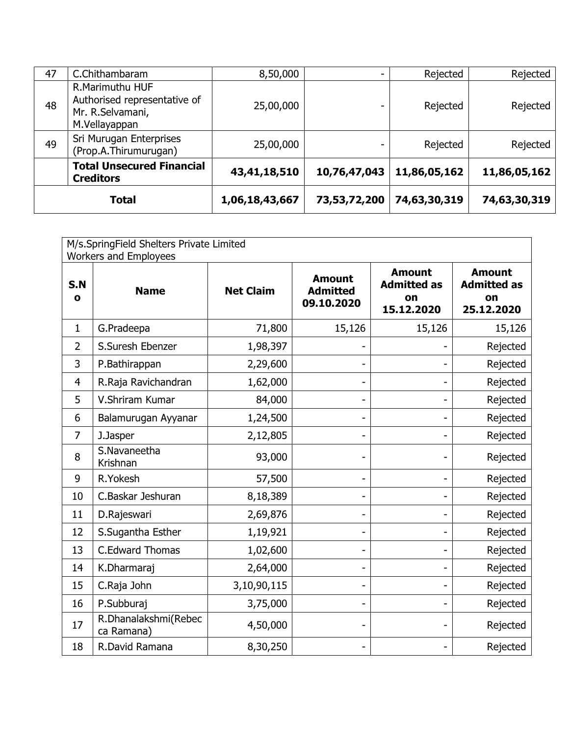| 47 | C.Chithambaram | 8,50,000 | - | Rejected | Rejected |
|---|---|---|---|---|---|
| 48 | R.Marimuthu HUF Authorised representative of Mr. R.Selvamani, M.Vellayappan | 25,00,000 | - | Rejected | Rejected |
| 49 | Sri Murugan Enterprises (Prop.A.Thirumurugan) | 25,00,000 | - | Rejected | Rejected |
| | **Total Unsecured Financial Creditors** | **43,41,18,510** | **10,76,47,043** | **11,86,05,162** | **11,86,05,162** |
| **Total** | | **1,06,18,43,667** | **73,53,72,200** | **74,63,30,319** | **74,63,30,319** |

| M/s.SpringField Shelters Private Limited Workers and Employees | | | | | |
|---|---|---|---|---|---|
| **S.No** | **Name** | **Net Claim** | **Amount Admitted 09.10.2020** | **Amount Admitted as on 15.12.2020** | **Amount Admitted as on 25.12.2020** |
| 1 | G.Pradeepa | 71,800 | 15,126 | 15,126 | 15,126 |
| 2 | S.Suresh Ebenzer | 1,98,397 | - | - | Rejected |
| 3 | P.Bathirappan | 2,29,600 | - | - | Rejected |
| 4 | R.Raja Ravichandran | 1,62,000 | - | - | Rejected |
| 5 | V.Shriram Kumar | 84,000 | - | - | Rejected |
| 6 | Balamurugan Ayyanar | 1,24,500 | - | - | Rejected |
| 7 | J.Jasper | 2,12,805 | - | - | Rejected |
| 8 | S.Navaneetha Krishnan | 93,000 | - | - | Rejected |
| 9 | R.Yokesh | 57,500 | - | - | Rejected |
| 10 | C.Baskar Jeshuran | 8,18,389 | - | - | Rejected |
| 11 | D.Rajeswari | 2,69,876 | - | - | Rejected |
| 12 | S.Sugantha Esther | 1,19,921 | - | - | Rejected |
| 13 | C.Edward Thomas | 1,02,600 | - | - | Rejected |
| 14 | K.Dharmaraj | 2,64,000 | - | - | Rejected |
| 15 | C.Raja John | 3,10,90,115 | - | - | Rejected |
| 16 | P.Subburaj | 3,75,000 | - | - | Rejected |
| 17 | R.Dhanalakshmi(Rebecca Ramana) | 4,50,000 | - | - | Rejected |
| 18 | R.David Ramana | 8,30,250 | - | - | Rejected |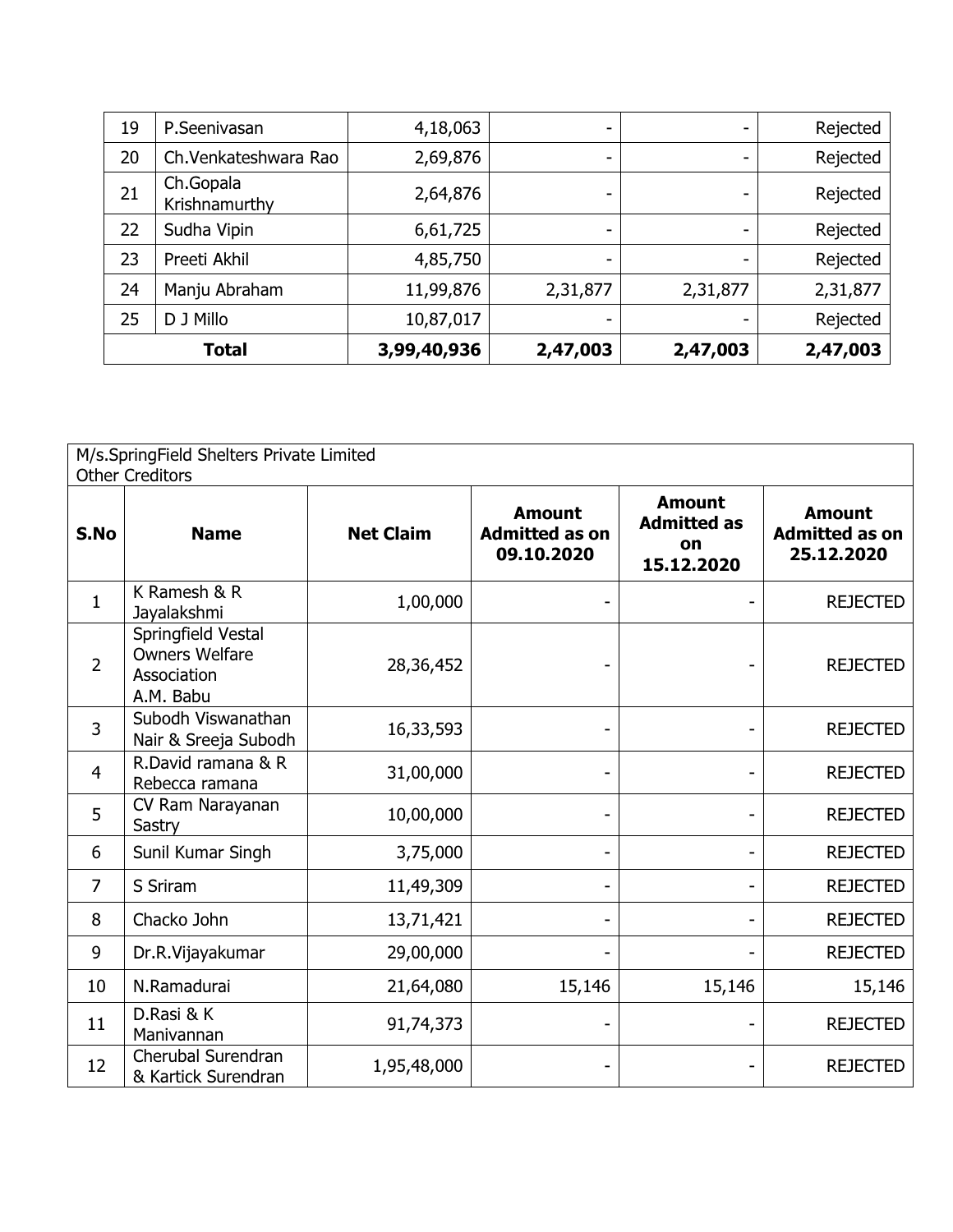| 19 | P.Seenivasan | 4,18,063 | - | - | Rejected |
|---|---|---|---|---|---|
| 20 | Ch.Venkateshwara Rao | 2,69,876 | - | - | Rejected |
| 21 | Ch.Gopala Krishnamurthy | 2,64,876 | - | - | Rejected |
| 22 | Sudha Vipin | 6,61,725 | - | - | Rejected |
| 23 | Preeti Akhil | 4,85,750 | - | - | Rejected |
| 24 | Manju Abraham | 11,99,876 | 2,31,877 | 2,31,877 | 2,31,877 |
| 25 | D J Millo | 10,87,017 | - | - | Rejected |
| **Total** | | **3,99,40,936** | **2,47,003** | **2,47,003** | **2,47,003** |

M/s.SpringField Shelters Private Limited
Other Creditors

| S.No | Name | Net Claim | Amount Admitted as on 09.10.2020 | Amount Admitted as on 15.12.2020 | Amount Admitted as on 25.12.2020 |
|---|---|---|---|---|---|
| 1 | K Ramesh & R Jayalakshmi | 1,00,000 | - | - | REJECTED |
| 2 | Springfield Vestal Owners Welfare Association A.M. Babu | 28,36,452 | - | - | REJECTED |
| 3 | Subodh Viswanathan Nair & Sreeja Subodh | 16,33,593 | - | - | REJECTED |
| 4 | R.David ramana & R Rebecca ramana | 31,00,000 | - | - | REJECTED |
| 5 | CV Ram Narayanan Sastry | 10,00,000 | - | - | REJECTED |
| 6 | Sunil Kumar Singh | 3,75,000 | - | - | REJECTED |
| 7 | S Sriram | 11,49,309 | - | - | REJECTED |
| 8 | Chacko John | 13,71,421 | - | - | REJECTED |
| 9 | Dr.R.Vijayakumar | 29,00,000 | - | - | REJECTED |
| 10 | N.Ramadurai | 21,64,080 | 15,146 | 15,146 | 15,146 |
| 11 | D.Rasi & K Manivannan | 91,74,373 | - | - | REJECTED |
| 12 | Cherubal Surendran & Kartick Surendran | 1,95,48,000 | - | - | REJECTED |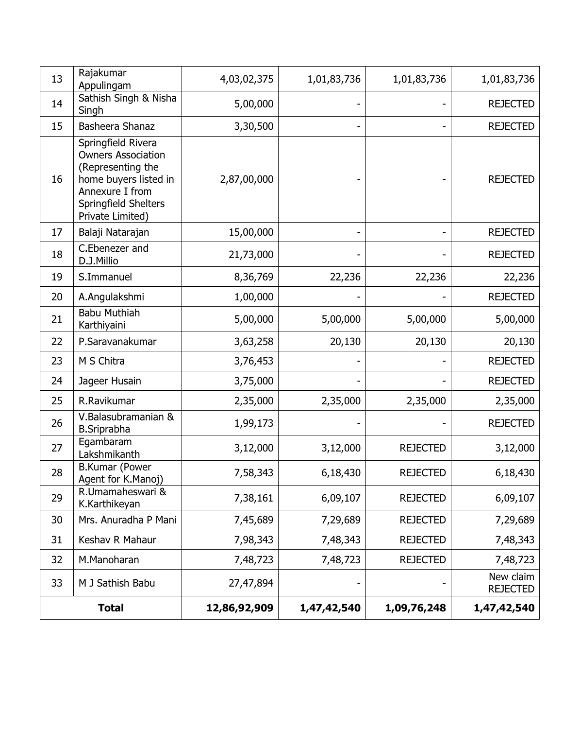| | | | | | |
|---|---|---|---|---|---|
| 13 | Rajakumar Appulingam | 4,03,02,375 | 1,01,83,736 | 1,01,83,736 | 1,01,83,736 |
| 14 | Sathish Singh & Nisha Singh | 5,00,000 | - | - | REJECTED |
| 15 | Basheera Shanaz | 3,30,500 | - | - | REJECTED |
| 16 | Springfield Rivera Owners Association (Representing the home buyers listed in Annexure I from Springfield Shelters Private Limited) | 2,87,00,000 | - | - | REJECTED |
| 17 | Balaji Natarajan | 15,00,000 | - | - | REJECTED |
| 18 | C.Ebenezer and D.J.Millio | 21,73,000 | - | - | REJECTED |
| 19 | S.Immanuel | 8,36,769 | 22,236 | 22,236 | 22,236 |
| 20 | A.Angulakshmi | 1,00,000 | - | - | REJECTED |
| 21 | Babu Muthiah Karthiyaini | 5,00,000 | 5,00,000 | 5,00,000 | 5,00,000 |
| 22 | P.Saravanakumar | 3,63,258 | 20,130 | 20,130 | 20,130 |
| 23 | M S Chitra | 3,76,453 | - | - | REJECTED |
| 24 | Jageer Husain | 3,75,000 | - | - | REJECTED |
| 25 | R.Ravikumar | 2,35,000 | 2,35,000 | 2,35,000 | 2,35,000 |
| 26 | V.Balasubramanian & B.Sriprabha | 1,99,173 | - | - | REJECTED |
| 27 | Egambaram Lakshmikanth | 3,12,000 | 3,12,000 | REJECTED | 3,12,000 |
| 28 | B.Kumar (Power Agent for K.Manoj) | 7,58,343 | 6,18,430 | REJECTED | 6,18,430 |
| 29 | R.Umamaheswari & K.Karthikeyan | 7,38,161 | 6,09,107 | REJECTED | 6,09,107 |
| 30 | Mrs. Anuradha P Mani | 7,45,689 | 7,29,689 | REJECTED | 7,29,689 |
| 31 | Keshav R Mahaur | 7,98,343 | 7,48,343 | REJECTED | 7,48,343 |
| 32 | M.Manoharan | 7,48,723 | 7,48,723 | REJECTED | 7,48,723 |
| 33 | M J Sathish Babu | 27,47,894 | - | - | New claim REJECTED |
| **Total** | | **12,86,92,909** | **1,47,42,540** | **1,09,76,248** | **1,47,42,540** |